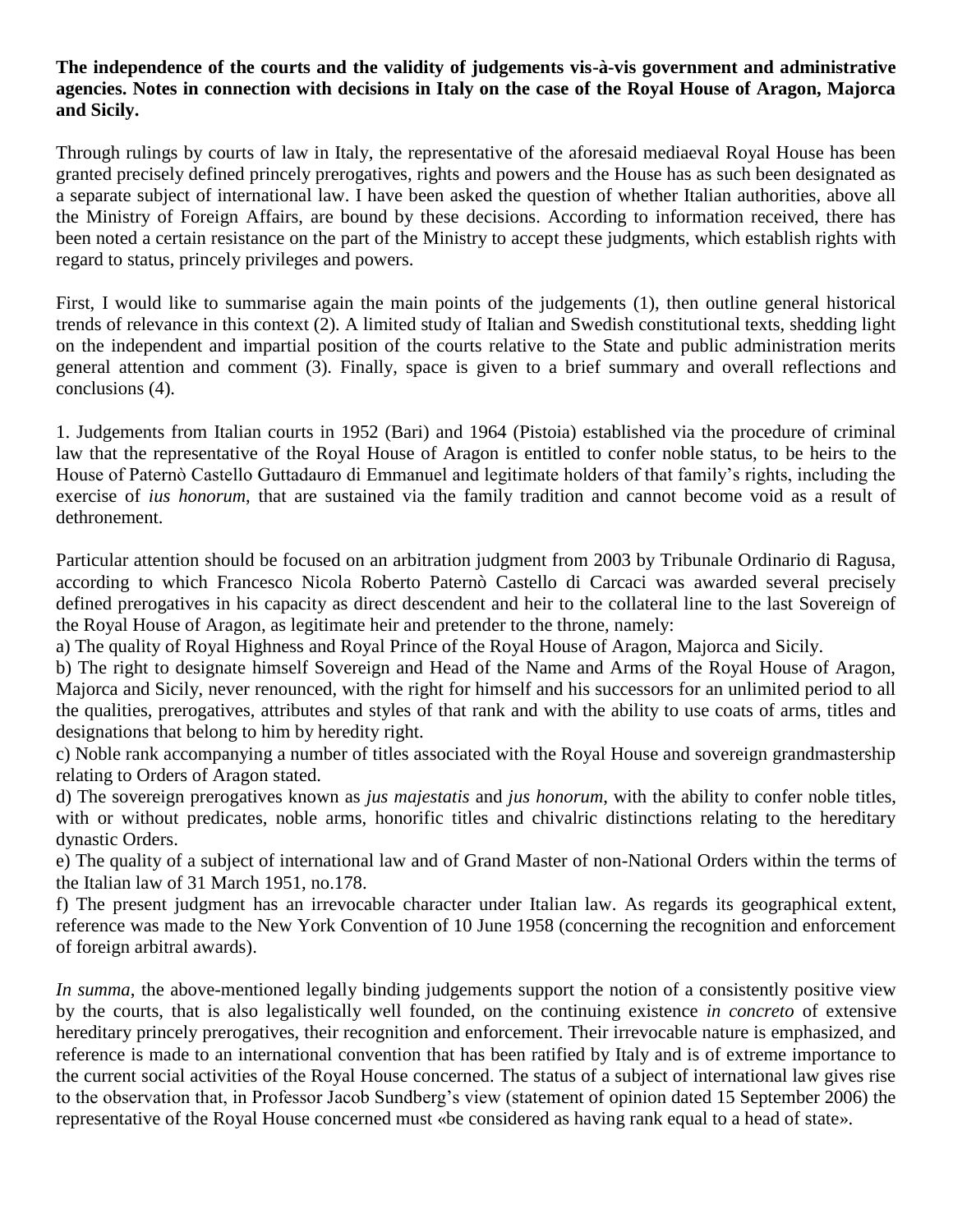**The independence of the courts and the validity of judgements vis-à-vis government and administrative agencies. Notes in connection with decisions in Italy on the case of the Royal House of Aragon, Majorca and Sicily.**

Through rulings by courts of law in Italy, the representative of the aforesaid mediaeval Royal House has been granted precisely defined princely prerogatives, rights and powers and the House has as such been designated as a separate subject of international law. I have been asked the question of whether Italian authorities, above all the Ministry of Foreign Affairs, are bound by these decisions. According to information received, there has been noted a certain resistance on the part of the Ministry to accept these judgments, which establish rights with regard to status, princely privileges and powers.

First, I would like to summarise again the main points of the judgements (1), then outline general historical trends of relevance in this context (2). A limited study of Italian and Swedish constitutional texts, shedding light on the independent and impartial position of the courts relative to the State and public administration merits general attention and comment (3). Finally, space is given to a brief summary and overall reflections and conclusions (4).

1. Judgements from Italian courts in 1952 (Bari) and 1964 (Pistoia) established via the procedure of criminal law that the representative of the Royal House of Aragon is entitled to confer noble status, to be heirs to the House of Paternò Castello Guttadauro di Emmanuel and legitimate holders of that family's rights, including the exercise of *ius honorum*, that are sustained via the family tradition and cannot become void as a result of dethronement.

Particular attention should be focused on an arbitration judgment from 2003 by Tribunale Ordinario di Ragusa, according to which Francesco Nicola Roberto Paternò Castello di Carcaci was awarded several precisely defined prerogatives in his capacity as direct descendent and heir to the collateral line to the last Sovereign of the Royal House of Aragon, as legitimate heir and pretender to the throne, namely:

a) The quality of Royal Highness and Royal Prince of the Royal House of Aragon, Majorca and Sicily.

b) The right to designate himself Sovereign and Head of the Name and Arms of the Royal House of Aragon, Majorca and Sicily, never renounced, with the right for himself and his successors for an unlimited period to all the qualities, prerogatives, attributes and styles of that rank and with the ability to use coats of arms, titles and designations that belong to him by heredity right.

c) Noble rank accompanying a number of titles associated with the Royal House and sovereign grandmastership relating to Orders of Aragon stated.

d) The sovereign prerogatives known as *jus majestatis* and *jus honorum*, with the ability to confer noble titles, with or without predicates, noble arms, honorific titles and chivalric distinctions relating to the hereditary dynastic Orders.

e) The quality of a subject of international law and of Grand Master of non-National Orders within the terms of the Italian law of 31 March 1951, no.178.

f) The present judgment has an irrevocable character under Italian law. As regards its geographical extent, reference was made to the New York Convention of 10 June 1958 (concerning the recognition and enforcement of foreign arbitral awards).

*In summa*, the above-mentioned legally binding judgements support the notion of a consistently positive view by the courts, that is also legalistically well founded, on the continuing existence *in concreto* of extensive hereditary princely prerogatives, their recognition and enforcement. Their irrevocable nature is emphasized, and reference is made to an international convention that has been ratified by Italy and is of extreme importance to the current social activities of the Royal House concerned. The status of a subject of international law gives rise to the observation that, in Professor Jacob Sundberg's view (statement of opinion dated 15 September 2006) the representative of the Royal House concerned must «be considered as having rank equal to a head of state».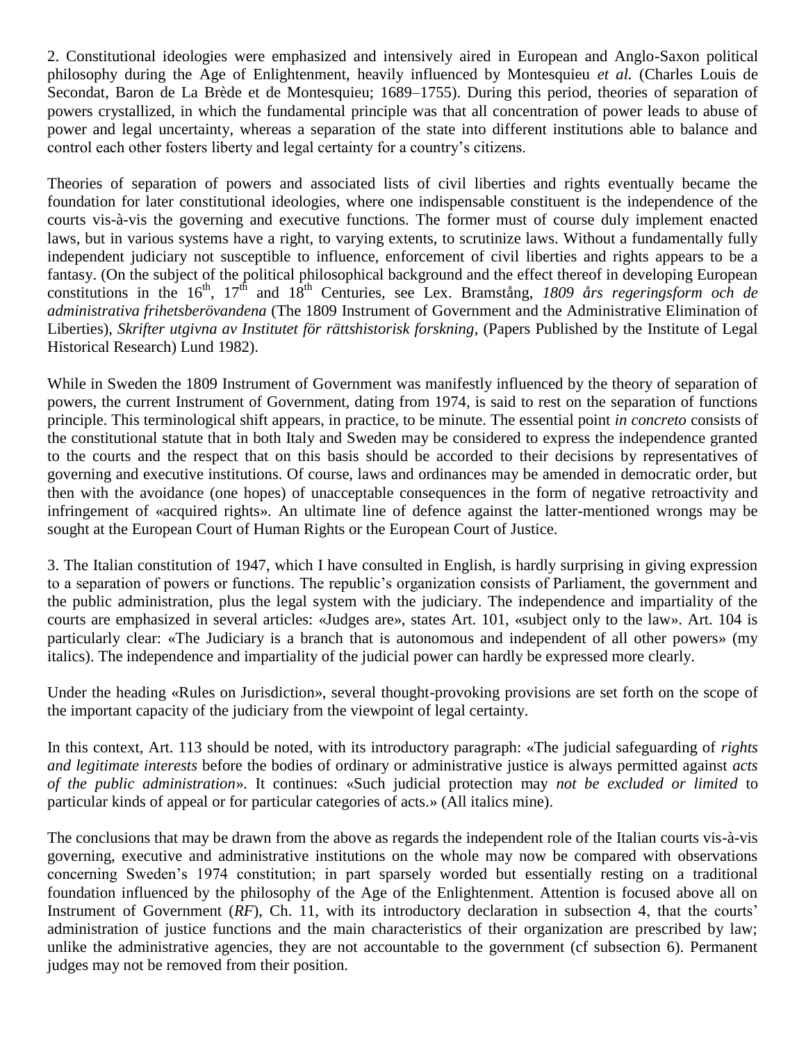2. Constitutional ideologies were emphasized and intensively aired in European and Anglo-Saxon political philosophy during the Age of Enlightenment, heavily influenced by Montesquieu *et al.* (Charles Louis de Secondat, Baron de La Brède et de Montesquieu; 1689–1755). During this period, theories of separation of powers crystallized, in which the fundamental principle was that all concentration of power leads to abuse of power and legal uncertainty, whereas a separation of the state into different institutions able to balance and control each other fosters liberty and legal certainty for a country's citizens.

Theories of separation of powers and associated lists of civil liberties and rights eventually became the foundation for later constitutional ideologies, where one indispensable constituent is the independence of the courts vis-à-vis the governing and executive functions. The former must of course duly implement enacted laws, but in various systems have a right, to varying extents, to scrutinize laws. Without a fundamentally fully independent judiciary not susceptible to influence, enforcement of civil liberties and rights appears to be a fantasy. (On the subject of the political philosophical background and the effect thereof in developing European constitutions in the 16th, 17th and 18th Centuries, see Lex. Bramstång, *1809 års regeringsform och de administrativa frihetsberövandena* (The 1809 Instrument of Government and the Administrative Elimination of Liberties), *Skrifter utgivna av Institutet för rättshistorisk forskning*, (Papers Published by the Institute of Legal Historical Research) Lund 1982).

While in Sweden the 1809 Instrument of Government was manifestly influenced by the theory of separation of powers, the current Instrument of Government, dating from 1974, is said to rest on the separation of functions principle. This terminological shift appears, in practice, to be minute. The essential point *in concreto* consists of the constitutional statute that in both Italy and Sweden may be considered to express the independence granted to the courts and the respect that on this basis should be accorded to their decisions by representatives of governing and executive institutions. Of course, laws and ordinances may be amended in democratic order, but then with the avoidance (one hopes) of unacceptable consequences in the form of negative retroactivity and infringement of «acquired rights». An ultimate line of defence against the latter-mentioned wrongs may be sought at the European Court of Human Rights or the European Court of Justice.

3. The Italian constitution of 1947, which I have consulted in English, is hardly surprising in giving expression to a separation of powers or functions. The republic's organization consists of Parliament, the government and the public administration, plus the legal system with the judiciary. The independence and impartiality of the courts are emphasized in several articles: «Judges are», states Art. 101, «subject only to the law». Art. 104 is particularly clear: «The Judiciary is a branch that is autonomous and independent of all other powers» (my italics). The independence and impartiality of the judicial power can hardly be expressed more clearly.

Under the heading «Rules on Jurisdiction», several thought-provoking provisions are set forth on the scope of the important capacity of the judiciary from the viewpoint of legal certainty.

In this context, Art. 113 should be noted, with its introductory paragraph: «The judicial safeguarding of *rights and legitimate interests* before the bodies of ordinary or administrative justice is always permitted against *acts of the public administration*». It continues: «Such judicial protection may *not be excluded or limited* to particular kinds of appeal or for particular categories of acts.» (All italics mine).

The conclusions that may be drawn from the above as regards the independent role of the Italian courts vis-à-vis governing, executive and administrative institutions on the whole may now be compared with observations concerning Sweden's 1974 constitution; in part sparsely worded but essentially resting on a traditional foundation influenced by the philosophy of the Age of the Enlightenment. Attention is focused above all on Instrument of Government (*RF*), Ch. 11, with its introductory declaration in subsection 4, that the courts' administration of justice functions and the main characteristics of their organization are prescribed by law; unlike the administrative agencies, they are not accountable to the government (cf subsection 6). Permanent judges may not be removed from their position.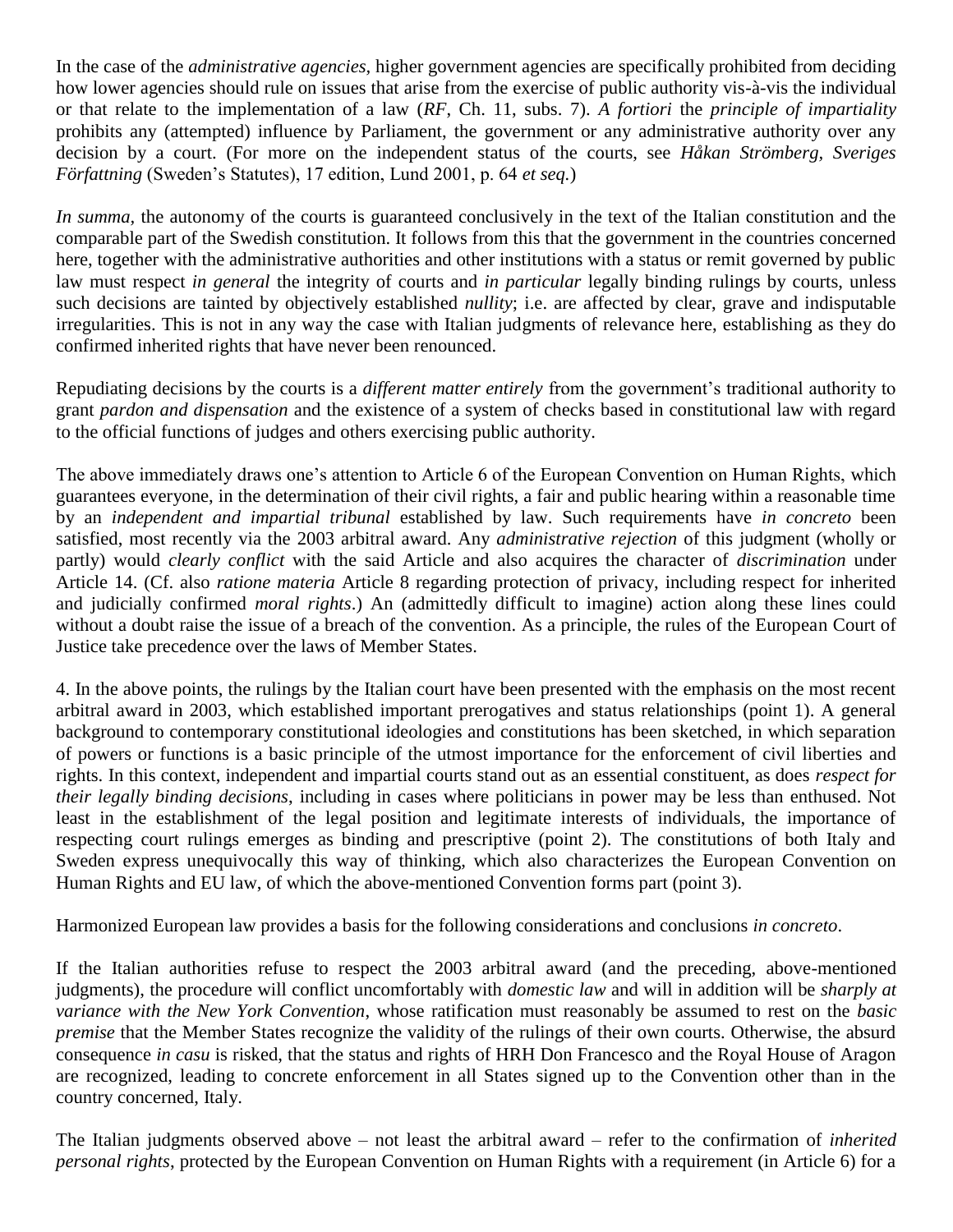In the case of the *administrative agencies,* higher government agencies are specifically prohibited from deciding how lower agencies should rule on issues that arise from the exercise of public authority vis-à-vis the individual or that relate to the implementation of a law (*RF*, Ch. 11, subs. 7). *A fortiori* the *principle of impartiality* prohibits any (attempted) influence by Parliament, the government or any administrative authority over any decision by a court. (For more on the independent status of the courts, see *Håkan Strömberg, Sveriges Författning* (Sweden's Statutes), 17 edition, Lund 2001, p. 64 *et seq.*)

*In summa,* the autonomy of the courts is guaranteed conclusively in the text of the Italian constitution and the comparable part of the Swedish constitution. It follows from this that the government in the countries concerned here, together with the administrative authorities and other institutions with a status or remit governed by public law must respect *in general* the integrity of courts and *in particular* legally binding rulings by courts, unless such decisions are tainted by objectively established *nullity*; i.e. are affected by clear, grave and indisputable irregularities. This is not in any way the case with Italian judgments of relevance here, establishing as they do confirmed inherited rights that have never been renounced.

Repudiating decisions by the courts is a *different matter entirely* from the government's traditional authority to grant *pardon and dispensation* and the existence of a system of checks based in constitutional law with regard to the official functions of judges and others exercising public authority.

The above immediately draws one's attention to Article 6 of the European Convention on Human Rights, which guarantees everyone, in the determination of their civil rights, a fair and public hearing within a reasonable time by an *independent and impartial tribunal* established by law. Such requirements have *in concreto* been satisfied, most recently via the 2003 arbitral award. Any *administrative rejection* of this judgment (wholly or partly) would *clearly conflict* with the said Article and also acquires the character of *discrimination* under Article 14. (Cf. also *ratione materia* Article 8 regarding protection of privacy, including respect for inherited and judicially confirmed *moral rights*.) An (admittedly difficult to imagine) action along these lines could without a doubt raise the issue of a breach of the convention. As a principle, the rules of the European Court of Justice take precedence over the laws of Member States.

4. In the above points, the rulings by the Italian court have been presented with the emphasis on the most recent arbitral award in 2003, which established important prerogatives and status relationships (point 1). A general background to contemporary constitutional ideologies and constitutions has been sketched, in which separation of powers or functions is a basic principle of the utmost importance for the enforcement of civil liberties and rights. In this context, independent and impartial courts stand out as an essential constituent, as does *respect for their legally binding decisions*, including in cases where politicians in power may be less than enthused. Not least in the establishment of the legal position and legitimate interests of individuals, the importance of respecting court rulings emerges as binding and prescriptive (point 2). The constitutions of both Italy and Sweden express unequivocally this way of thinking, which also characterizes the European Convention on Human Rights and EU law, of which the above-mentioned Convention forms part (point 3).

Harmonized European law provides a basis for the following considerations and conclusions *in concreto*.

If the Italian authorities refuse to respect the 2003 arbitral award (and the preceding, above-mentioned judgments), the procedure will conflict uncomfortably with *domestic law* and will in addition will be *sharply at variance with the New York Convention*, whose ratification must reasonably be assumed to rest on the *basic premise* that the Member States recognize the validity of the rulings of their own courts. Otherwise, the absurd consequence *in casu* is risked, that the status and rights of HRH Don Francesco and the Royal House of Aragon are recognized, leading to concrete enforcement in all States signed up to the Convention other than in the country concerned, Italy.

The Italian judgments observed above – not least the arbitral award – refer to the confirmation of *inherited personal rights*, protected by the European Convention on Human Rights with a requirement (in Article 6) for a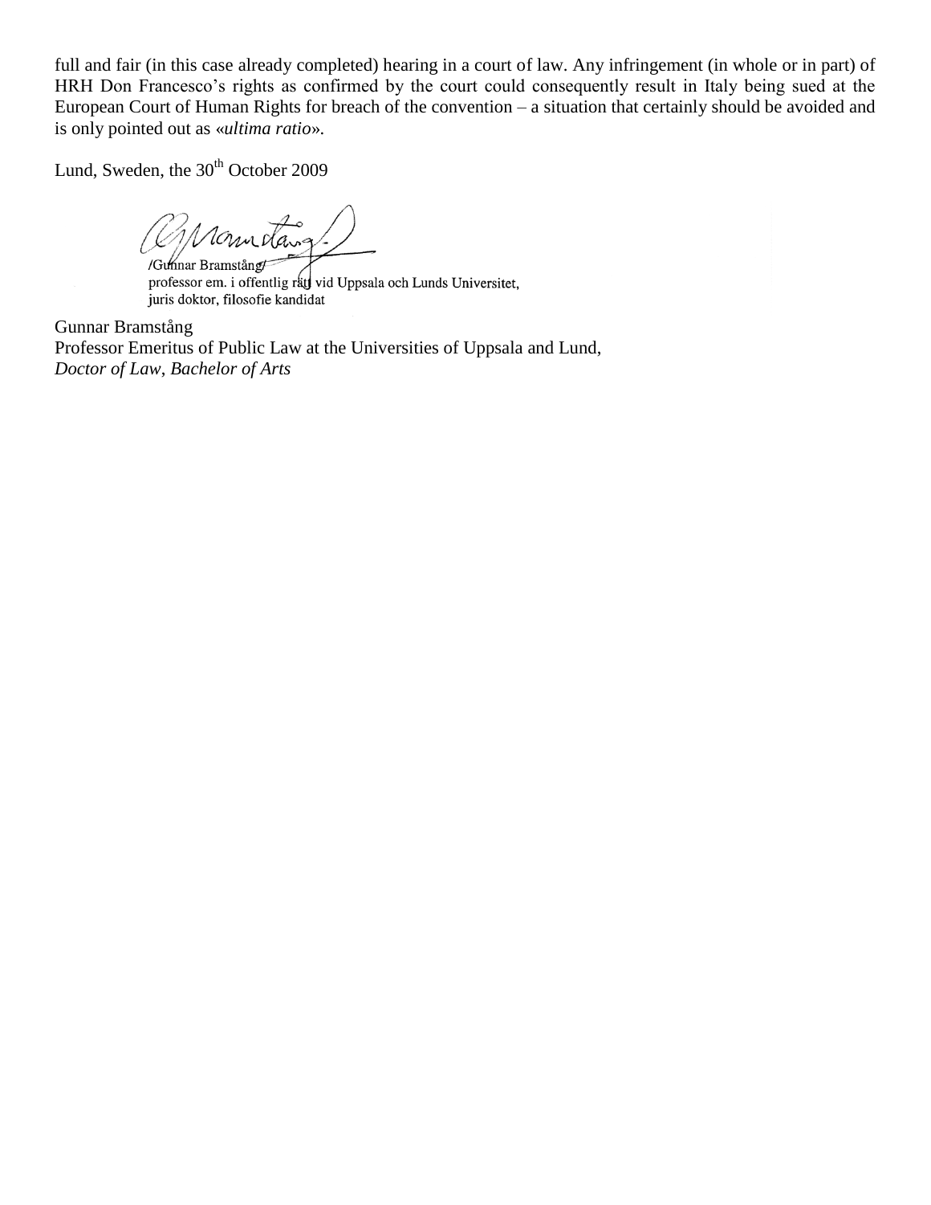full and fair (in this case already completed) hearing in a court of law. Any infringement (in whole or in part) of HRH Don Francesco's rights as confirmed by the court could consequently result in Italy being sued at the European Court of Human Rights for breach of the convention – a situation that certainly should be avoided and is only pointed out as «*ultima ratio*».

Lund, Sweden, the 30th October 2009

/Gunnar Bramstång/
professor em. i offentlig rätt vid Uppsala och Lunds Universitet,
juris doktor, filosofie kandidat

Gunnar Bramstång
Professor Emeritus of Public Law at the Universities of Uppsala and Lund,
*Doctor of Law*, *Bachelor of Arts*